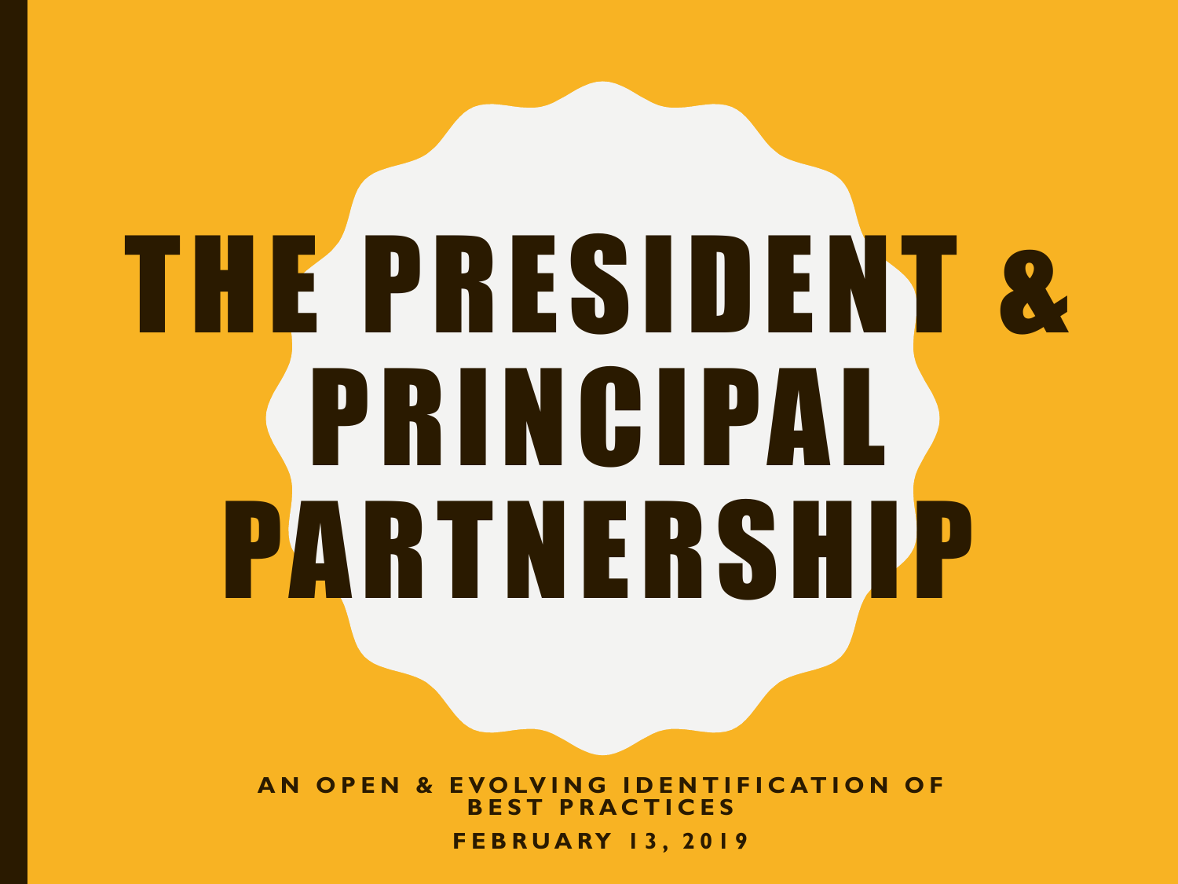# THE PRESIDENT & PRINCIPAL PARTNERSHIP

**AN OPEN & EVOLVING IDENTIFICATION OF BEST PRACTICES**

**FEBRUARY 13, 2019**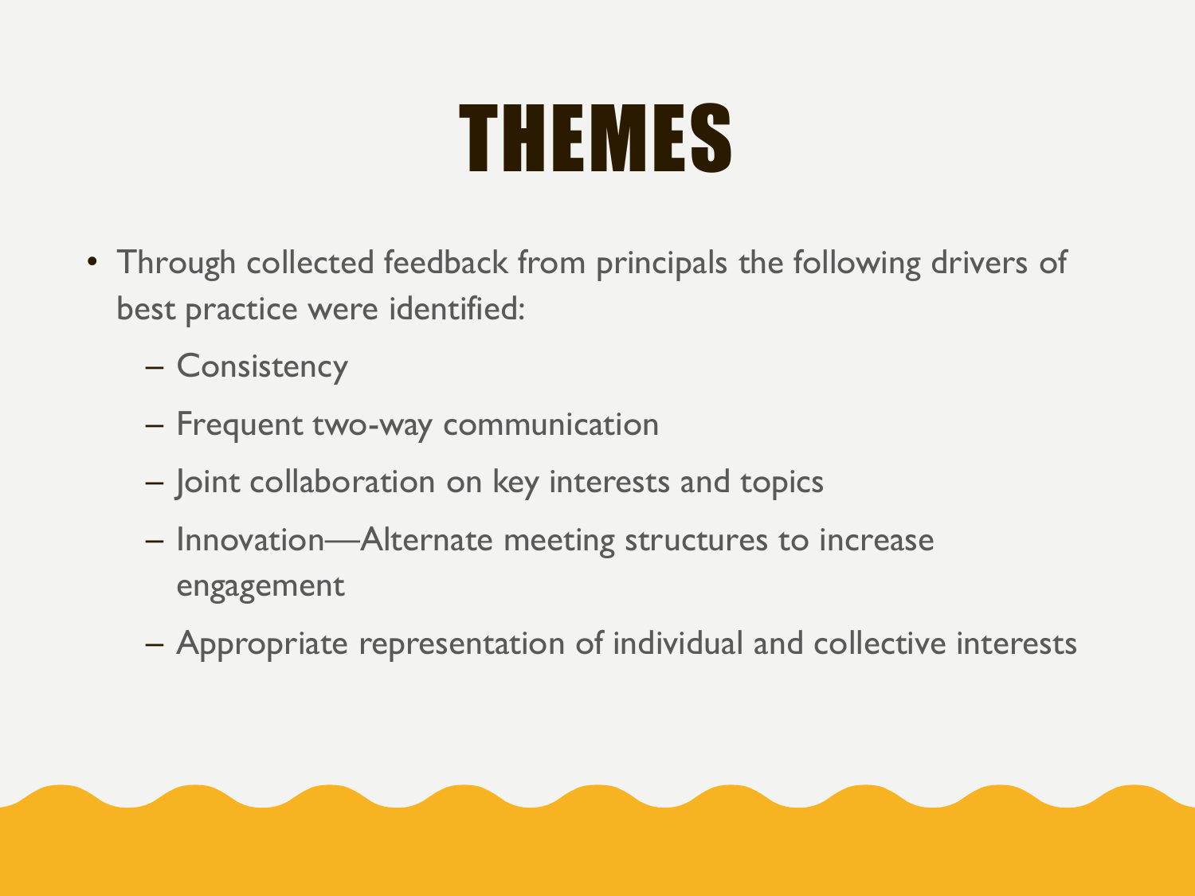# THEMES

- Through collected feedback from principals the following drivers of best practice were identified:
  - Consistency
  - Frequent two-way communication
  - Joint collaboration on key interests and topics
  - Innovation—Alternate meeting structures to increase engagement
  - Appropriate representation of individual and collective interests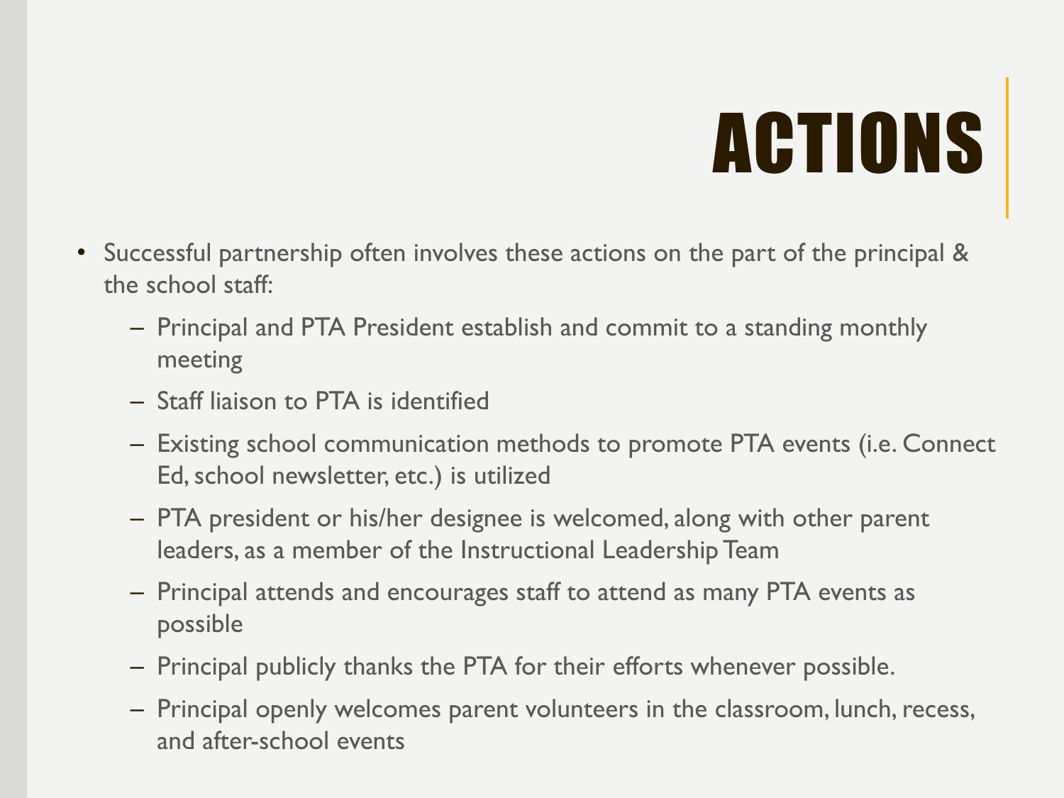# ACTIONS

- Successful partnership often involves these actions on the part of the principal & the school staff:
  - Principal and PTA President establish and commit to a standing monthly meeting
  - Staff liaison to PTA is identified
  - Existing school communication methods to promote PTA events (i.e. Connect Ed, school newsletter, etc.) is utilized
  - PTA president or his/her designee is welcomed, along with other parent leaders, as a member of the Instructional Leadership Team
  - Principal attends and encourages staff to attend as many PTA events as possible
  - Principal publicly thanks the PTA for their efforts whenever possible.
  - Principal openly welcomes parent volunteers in the classroom, lunch, recess, and after-school events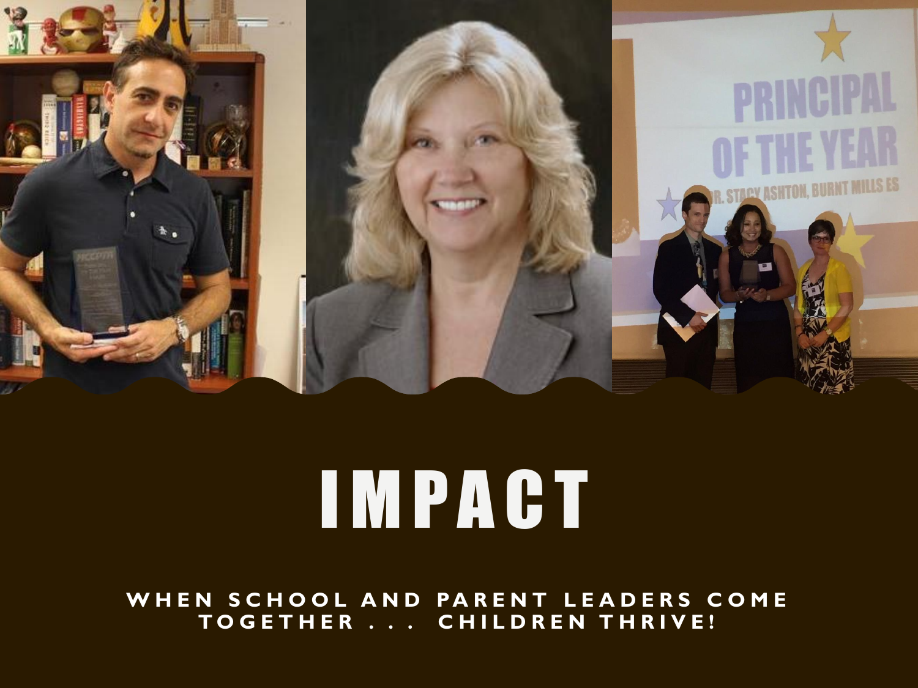# IMPACT

**WHEN SCHOOL AND PARENT LEADERS COME TOGETHER . . . CHILDREN THRIVE!**